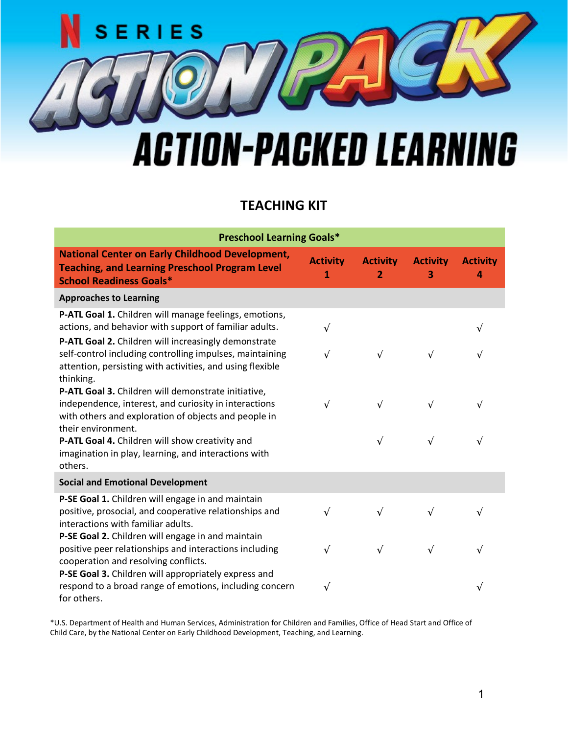# ACTION PACK

## ACTION-PACKED LEARNING

## TEACHING KIT

| Preschool Learning Goals* | | | | |
|---|---|---|---|---|
| **National Center on Early Childhood Development, Teaching, and Learning Preschool Program Level School Readiness Goals*** | **Activity 1** | **Activity 2** | **Activity 3** | **Activity 4** |
| **Approaches to Learning** | | | | |
| **P-ATL Goal 1.** Children will manage feelings, emotions, actions, and behavior with support of familiar adults. | √ | | | √ |
| **P-ATL Goal 2.** Children will increasingly demonstrate self-control including controlling impulses, maintaining attention, persisting with activities, and using flexible thinking. | √ | √ | √ | √ |
| **P-ATL Goal 3.** Children will demonstrate initiative, independence, interest, and curiosity in interactions with others and exploration of objects and people in their environment. | √ | √ | √ | √ |
| **P-ATL Goal 4.** Children will show creativity and imagination in play, learning, and interactions with others. | | √ | √ | √ |
| **Social and Emotional Development** | | | | |
| **P-SE Goal 1.** Children will engage in and maintain positive, prosocial, and cooperative relationships and interactions with familiar adults. | √ | √ | √ | √ |
| **P-SE Goal 2.** Children will engage in and maintain positive peer relationships and interactions including cooperation and resolving conflicts. | √ | √ | √ | √ |
| **P-SE Goal 3.** Children will appropriately express and respond to a broad range of emotions, including concern for others. | √ | | | √ |

*U.S. Department of Health and Human Services, Administration for Children and Families, Office of Head Start and Office of Child Care, by the National Center on Early Childhood Development, Teaching, and Learning.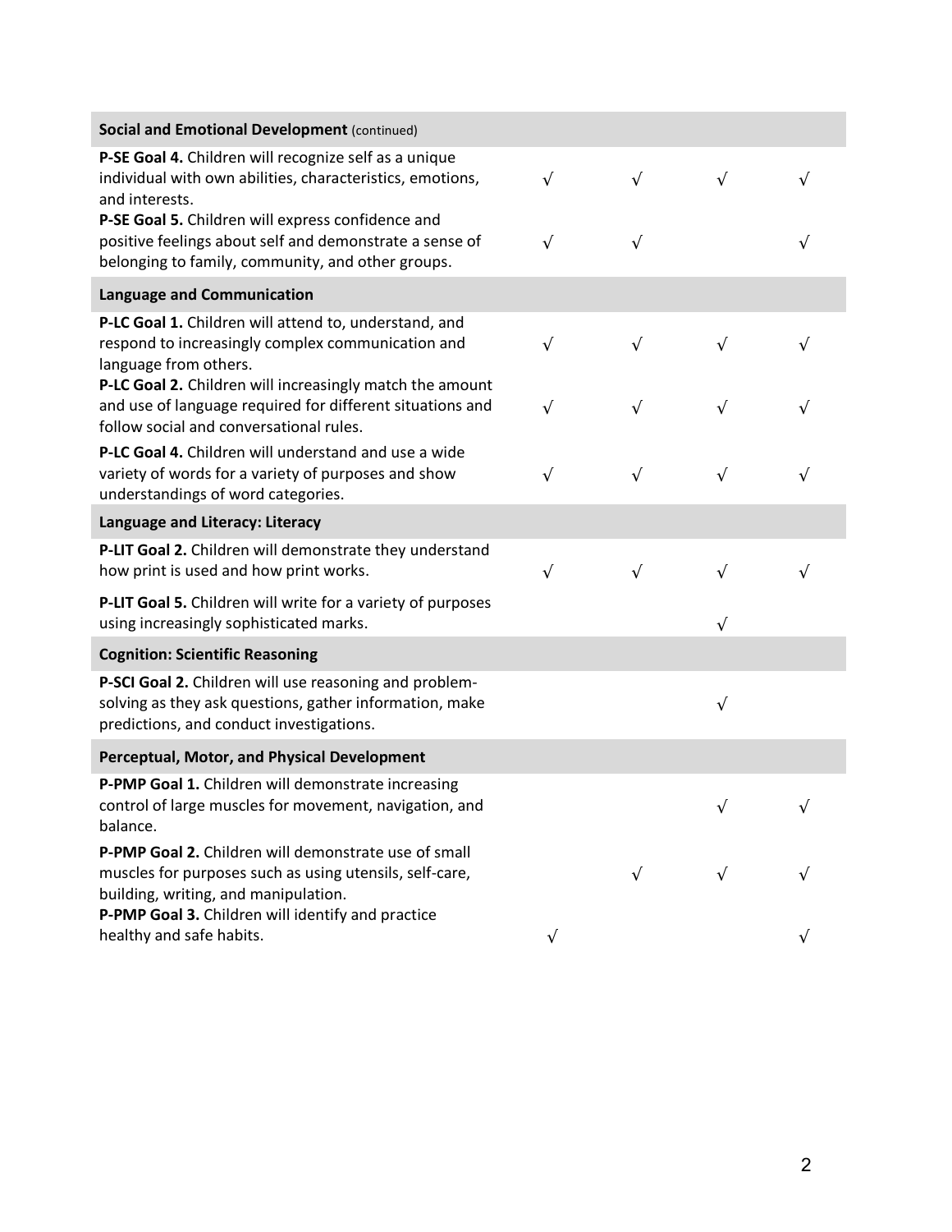| | | | | |
|---|---|---|---|---|
| **Social and Emotional Development** (continued) | | | | |
| **P-SE Goal 4.** Children will recognize self as a unique individual with own abilities, characteristics, emotions, and interests. | √ | √ | √ | √ |
| **P-SE Goal 5.** Children will express confidence and positive feelings about self and demonstrate a sense of belonging to family, community, and other groups. | √ | √ | | √ |
| **Language and Communication** | | | | |
| **P-LC Goal 1.** Children will attend to, understand, and respond to increasingly complex communication and language from others. | √ | √ | √ | √ |
| **P-LC Goal 2.** Children will increasingly match the amount and use of language required for different situations and follow social and conversational rules. | √ | √ | √ | √ |
| **P-LC Goal 4.** Children will understand and use a wide variety of words for a variety of purposes and show understandings of word categories. | √ | √ | √ | √ |
| **Language and Literacy: Literacy** | | | | |
| **P-LIT Goal 2.** Children will demonstrate they understand how print is used and how print works. | √ | √ | √ | √ |
| **P-LIT Goal 5.** Children will write for a variety of purposes using increasingly sophisticated marks. | | | √ | |
| **Cognition: Scientific Reasoning** | | | | |
| **P-SCI Goal 2.** Children will use reasoning and problem-solving as they ask questions, gather information, make predictions, and conduct investigations. | | | √ | |
| **Perceptual, Motor, and Physical Development** | | | | |
| **P-PMP Goal 1.** Children will demonstrate increasing control of large muscles for movement, navigation, and balance. | | | √ | √ |
| **P-PMP Goal 2.** Children will demonstrate use of small muscles for purposes such as using utensils, self-care, building, writing, and manipulation. | | √ | √ | √ |
| **P-PMP Goal 3.** Children will identify and practice healthy and safe habits. | √ | | | √ |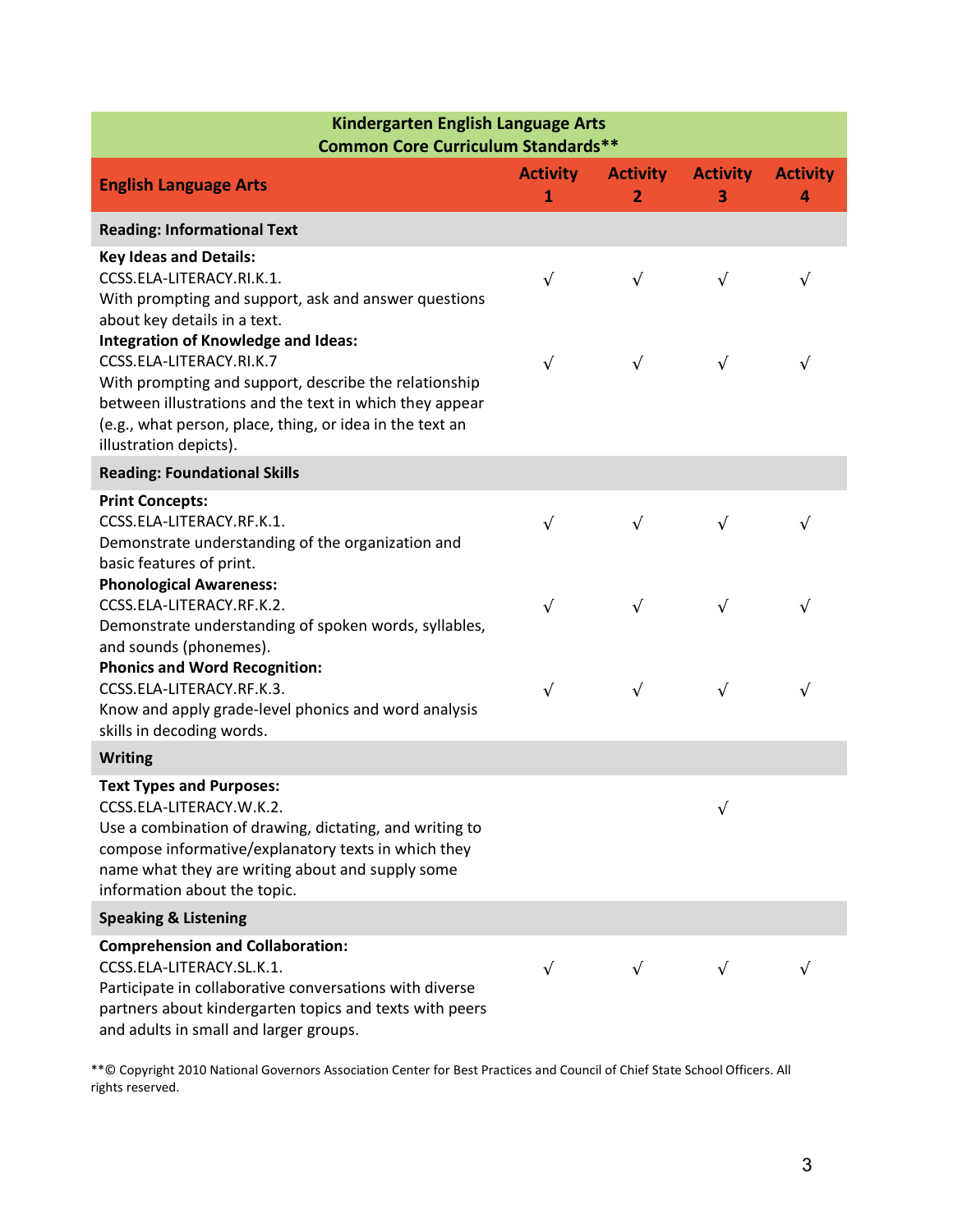| Kindergarten English Language Arts<br>Common Core Curriculum Standards** | | | | |
|---|---|---|---|---|
| **English Language Arts** | **Activity 1** | **Activity 2** | **Activity 3** | **Activity 4** |
| **Reading: Informational Text** | | | | |
| **Key Ideas and Details:**<br>CCSS.ELA-LITERACY.RI.K.1.<br>With prompting and support, ask and answer questions about key details in a text. | √ | √ | √ | √ |
| **Integration of Knowledge and Ideas:**<br>CCSS.ELA-LITERACY.RI.K.7<br>With prompting and support, describe the relationship between illustrations and the text in which they appear (e.g., what person, place, thing, or idea in the text an illustration depicts). | √ | √ | √ | √ |
| **Reading: Foundational Skills** | | | | |
| **Print Concepts:**<br>CCSS.ELA-LITERACY.RF.K.1.<br>Demonstrate understanding of the organization and basic features of print. | √ | √ | √ | √ |
| **Phonological Awareness:**<br>CCSS.ELA-LITERACY.RF.K.2.<br>Demonstrate understanding of spoken words, syllables, and sounds (phonemes). | √ | √ | √ | √ |
| **Phonics and Word Recognition:**<br>CCSS.ELA-LITERACY.RF.K.3.<br>Know and apply grade-level phonics and word analysis skills in decoding words. | √ | √ | √ | √ |
| **Writing** | | | | |
| **Text Types and Purposes:**<br>CCSS.ELA-LITERACY.W.K.2.<br>Use a combination of drawing, dictating, and writing to compose informative/explanatory texts in which they name what they are writing about and supply some information about the topic. | | | √ | |
| **Speaking & Listening** | | | | |
| **Comprehension and Collaboration:**<br>CCSS.ELA-LITERACY.SL.K.1.<br>Participate in collaborative conversations with diverse partners about kindergarten topics and texts with peers and adults in small and larger groups. | √ | √ | √ | √ |

**© Copyright 2010 National Governors Association Center for Best Practices and Council of Chief State School Officers. All rights reserved.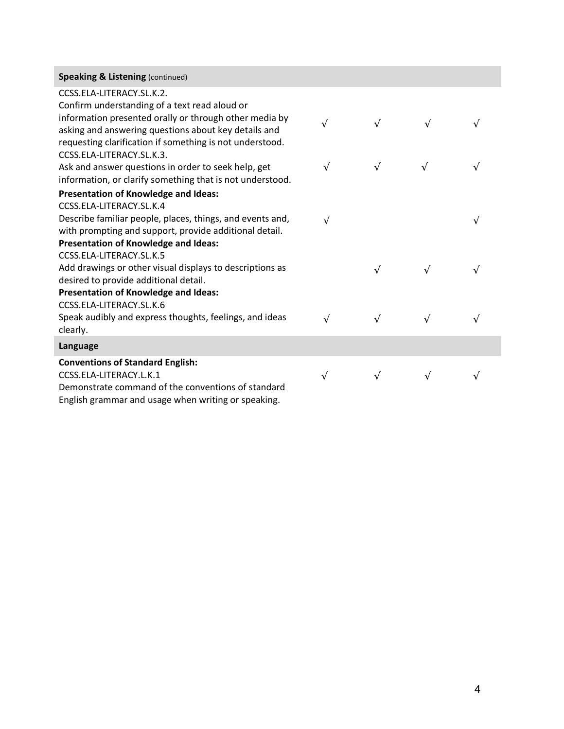| Speaking & Listening (continued) | | | | |
|---|---|---|---|---|
| CCSS.ELA-LITERACY.SL.K.2. Confirm understanding of a text read aloud or information presented orally or through other media by asking and answering questions about key details and requesting clarification if something is not understood. | √ | √ | √ | √ |
| CCSS.ELA-LITERACY.SL.K.3. Ask and answer questions in order to seek help, get information, or clarify something that is not understood. | √ | √ | √ | √ |
| **Presentation of Knowledge and Ideas:** CCSS.ELA-LITERACY.SL.K.4 Describe familiar people, places, things, and events and, with prompting and support, provide additional detail. | √ | | | √ |
| **Presentation of Knowledge and Ideas:** CCSS.ELA-LITERACY.SL.K.5 Add drawings or other visual displays to descriptions as desired to provide additional detail. | | √ | √ | √ |
| **Presentation of Knowledge and Ideas:** CCSS.ELA-LITERACY.SL.K.6 Speak audibly and express thoughts, feelings, and ideas clearly. | √ | √ | √ | √ |
| **Language** | | | | |
| **Conventions of Standard English:** CCSS.ELA-LITERACY.L.K.1 Demonstrate command of the conventions of standard English grammar and usage when writing or speaking. | √ | √ | √ | √ |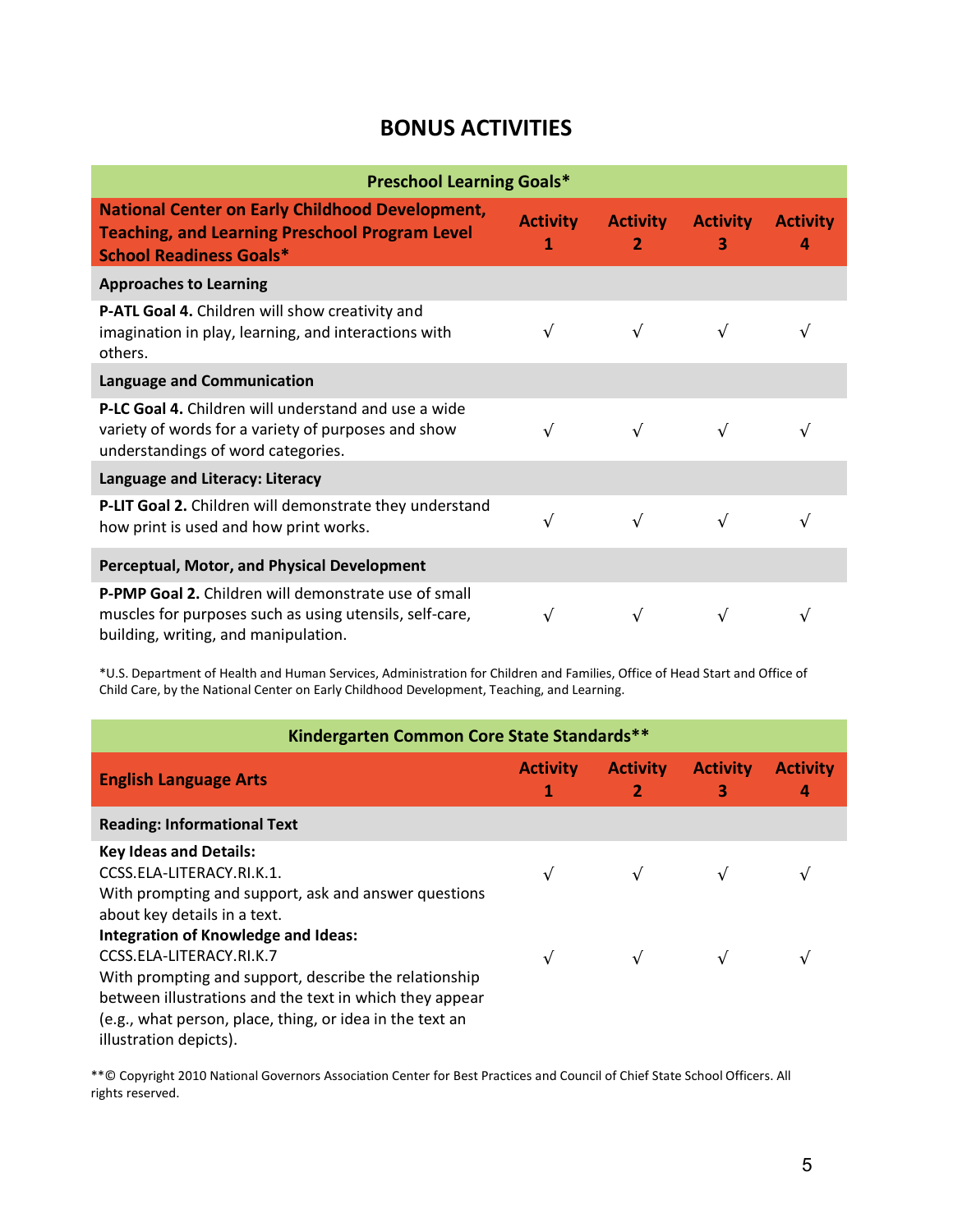# BONUS ACTIVITIES

| Preschool Learning Goals* | | | | |
|---|---|---|---|---|
| **National Center on Early Childhood Development, Teaching, and Learning Preschool Program Level School Readiness Goals*** | **Activity 1** | **Activity 2** | **Activity 3** | **Activity 4** |
| **Approaches to Learning** | | | | |
| **P-ATL Goal 4.** Children will show creativity and imagination in play, learning, and interactions with others. | √ | √ | √ | √ |
| **Language and Communication** | | | | |
| **P-LC Goal 4.** Children will understand and use a wide variety of words for a variety of purposes and show understandings of word categories. | √ | √ | √ | √ |
| **Language and Literacy: Literacy** | | | | |
| **P-LIT Goal 2.** Children will demonstrate they understand how print is used and how print works. | √ | √ | √ | √ |
| **Perceptual, Motor, and Physical Development** | | | | |
| **P-PMP Goal 2.** Children will demonstrate use of small muscles for purposes such as using utensils, self-care, building, writing, and manipulation. | √ | √ | √ | √ |

*U.S. Department of Health and Human Services, Administration for Children and Families, Office of Head Start and Office of Child Care, by the National Center on Early Childhood Development, Teaching, and Learning.

| Kindergarten Common Core State Standards** | | | | |
|---|---|---|---|---|
| **English Language Arts** | **Activity 1** | **Activity 2** | **Activity 3** | **Activity 4** |
| **Reading: Informational Text** | | | | |
| **Key Ideas and Details:** CCSS.ELA-LITERACY.RI.K.1. With prompting and support, ask and answer questions about key details in a text. | √ | √ | √ | √ |
| **Integration of Knowledge and Ideas:** CCSS.ELA-LITERACY.RI.K.7 With prompting and support, describe the relationship between illustrations and the text in which they appear (e.g., what person, place, thing, or idea in the text an illustration depicts). | √ | √ | √ | √ |

**© Copyright 2010 National Governors Association Center for Best Practices and Council of Chief State School Officers. All rights reserved.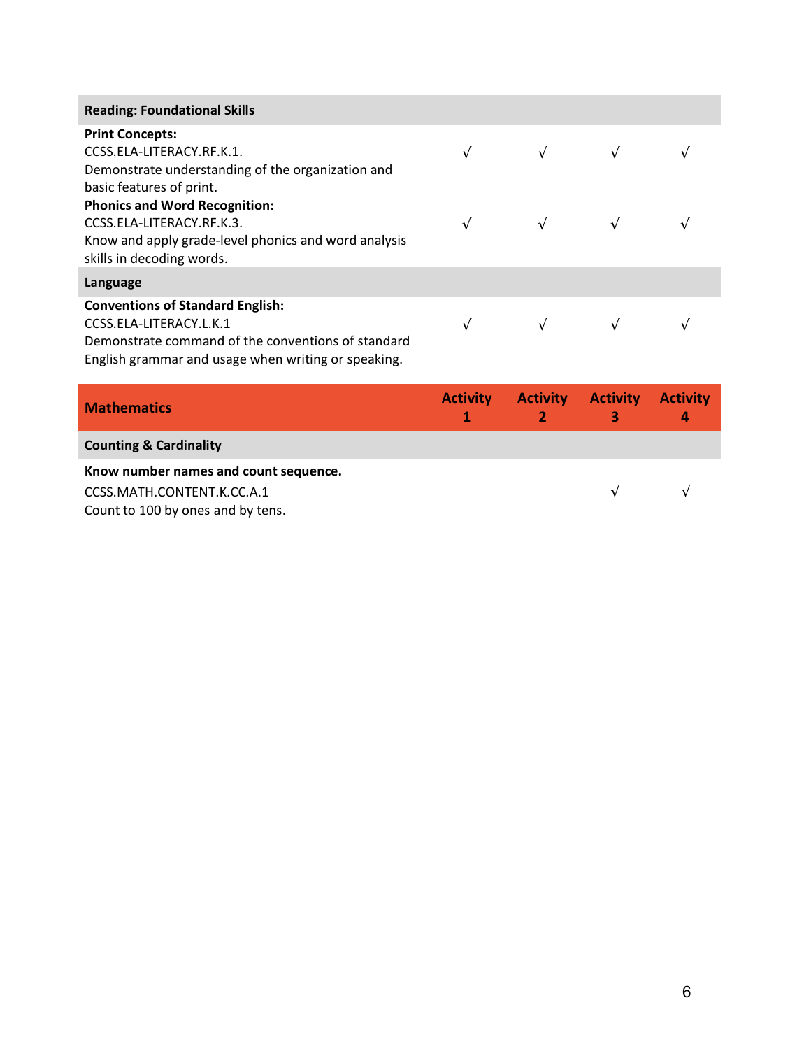| | | | | |
|---|---|---|---|---|
| **Reading: Foundational Skills** | | | | |
| **Print Concepts:**<br>CCSS.ELA-LITERACY.RF.K.1.<br>Demonstrate understanding of the organization and basic features of print. | √ | √ | √ | √ |
| **Phonics and Word Recognition:**<br>CCSS.ELA-LITERACY.RF.K.3.<br>Know and apply grade-level phonics and word analysis skills in decoding words. | √ | √ | √ | √ |
| **Language** | | | | |
| **Conventions of Standard English:**<br>CCSS.ELA-LITERACY.L.K.1<br>Demonstrate command of the conventions of standard English grammar and usage when writing or speaking. | √ | √ | √ | √ |

| **Mathematics** | **Activity 1** | **Activity 2** | **Activity 3** | **Activity 4** |
|---|---|---|---|---|
| **Counting & Cardinality** | | | | |
| **Know number names and count sequence.**<br>CCSS.MATH.CONTENT.K.CC.A.1<br>Count to 100 by ones and by tens. | | | √ | √ |